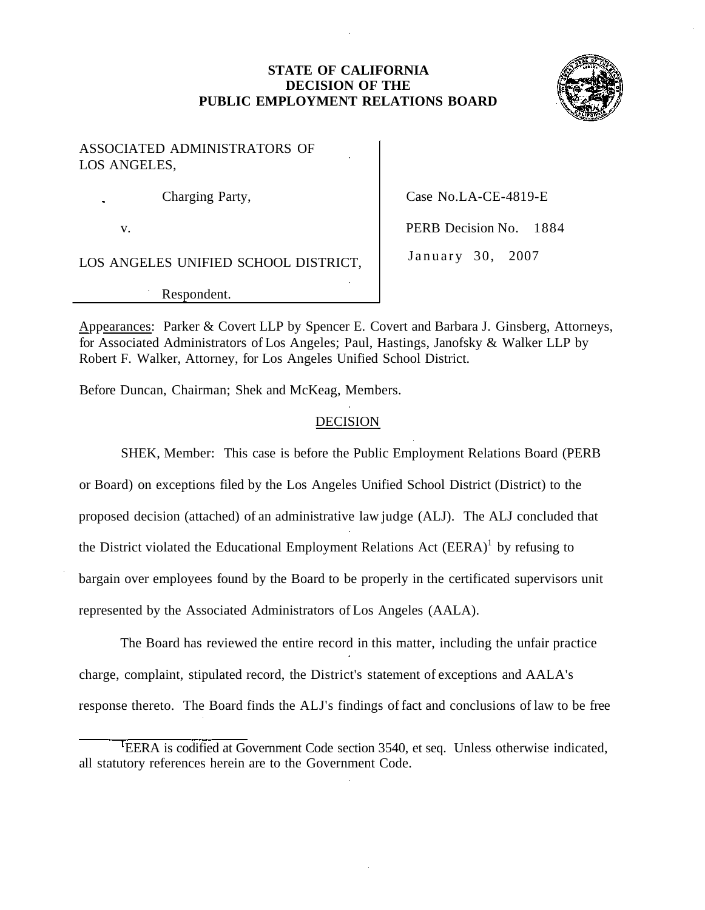**STATE OF CALIFORNIA**
**DECISION OF THE**
**PUBLIC EMPLOYMENT RELATIONS BOARD**

| | |
|---|---|
| ASSOCIATED ADMINISTRATORS OF LOS ANGELES, | |
| Charging Party, | Case No.LA-CE-4819-E |
| v. | PERB Decision No. 1884 |
| LOS ANGELES UNIFIED SCHOOL DISTRICT, | January 30, 2007 |
| Respondent. | |

Appearances: Parker & Covert LLP by Spencer E. Covert and Barbara J. Ginsberg, Attorneys, for Associated Administrators of Los Angeles; Paul, Hastings, Janofsky & Walker LLP by Robert F. Walker, Attorney, for Los Angeles Unified School District.

Before Duncan, Chairman; Shek and McKeag, Members.

## DECISION

SHEK, Member: This case is before the Public Employment Relations Board (PERB or Board) on exceptions filed by the Los Angeles Unified School District (District) to the proposed decision (attached) of an administrative law judge (ALJ). The ALJ concluded that the District violated the Educational Employment Relations Act (EERA)[1] by refusing to bargain over employees found by the Board to be properly in the certificated supervisors unit represented by the Associated Administrators of Los Angeles (AALA).

The Board has reviewed the entire record in this matter, including the unfair practice charge, complaint, stipulated record, the District's statement of exceptions and AALA's response thereto. The Board finds the ALJ's findings of fact and conclusions of law to be free

[1] EERA is codified at Government Code section 3540, et seq. Unless otherwise indicated, all statutory references herein are to the Government Code.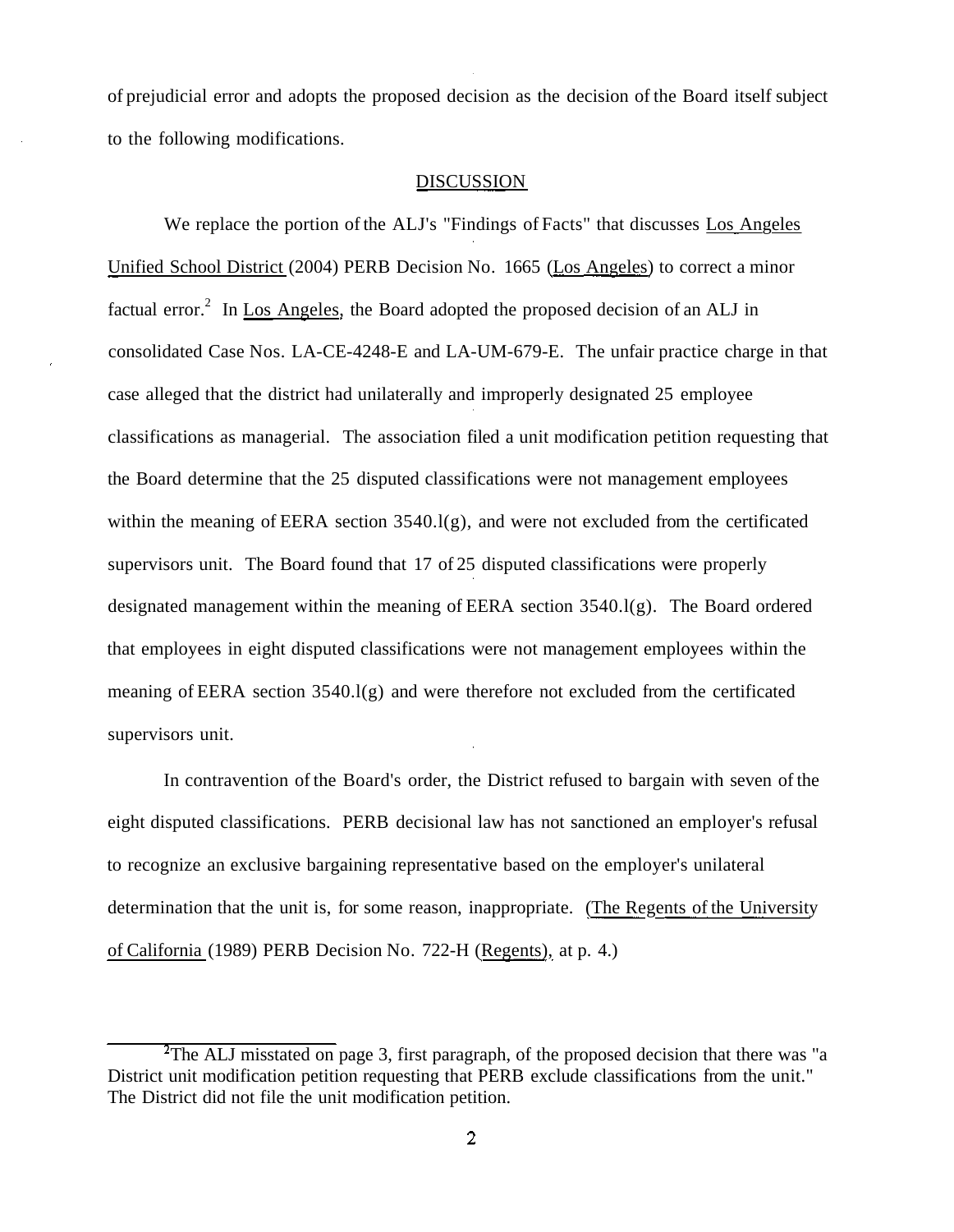of prejudicial error and adopts the proposed decision as the decision of the Board itself subject to the following modifications.

## DISCUSSION

We replace the portion of the ALJ's "Findings of Facts" that discusses Los Angeles Unified School District (2004) PERB Decision No. 1665 (Los Angeles) to correct a minor factual error.[2] In Los Angeles, the Board adopted the proposed decision of an ALJ in consolidated Case Nos. LA-CE-4248-E and LA-UM-679-E. The unfair practice charge in that case alleged that the district had unilaterally and improperly designated 25 employee classifications as managerial. The association filed a unit modification petition requesting that the Board determine that the 25 disputed classifications were not management employees within the meaning of EERA section 3540.l(g), and were not excluded from the certificated supervisors unit. The Board found that 17 of 25 disputed classifications were properly designated management within the meaning of EERA section 3540.l(g). The Board ordered that employees in eight disputed classifications were not management employees within the meaning of EERA section 3540.l(g) and were therefore not excluded from the certificated supervisors unit.

In contravention of the Board's order, the District refused to bargain with seven of the eight disputed classifications. PERB decisional law has not sanctioned an employer's refusal to recognize an exclusive bargaining representative based on the employer's unilateral determination that the unit is, for some reason, inappropriate. (The Regents of the University of California (1989) PERB Decision No. 722-H (Regents), at p. 4.)

---

[2]The ALJ misstated on page 3, first paragraph, of the proposed decision that there was "a District unit modification petition requesting that PERB exclude classifications from the unit." The District did not file the unit modification petition.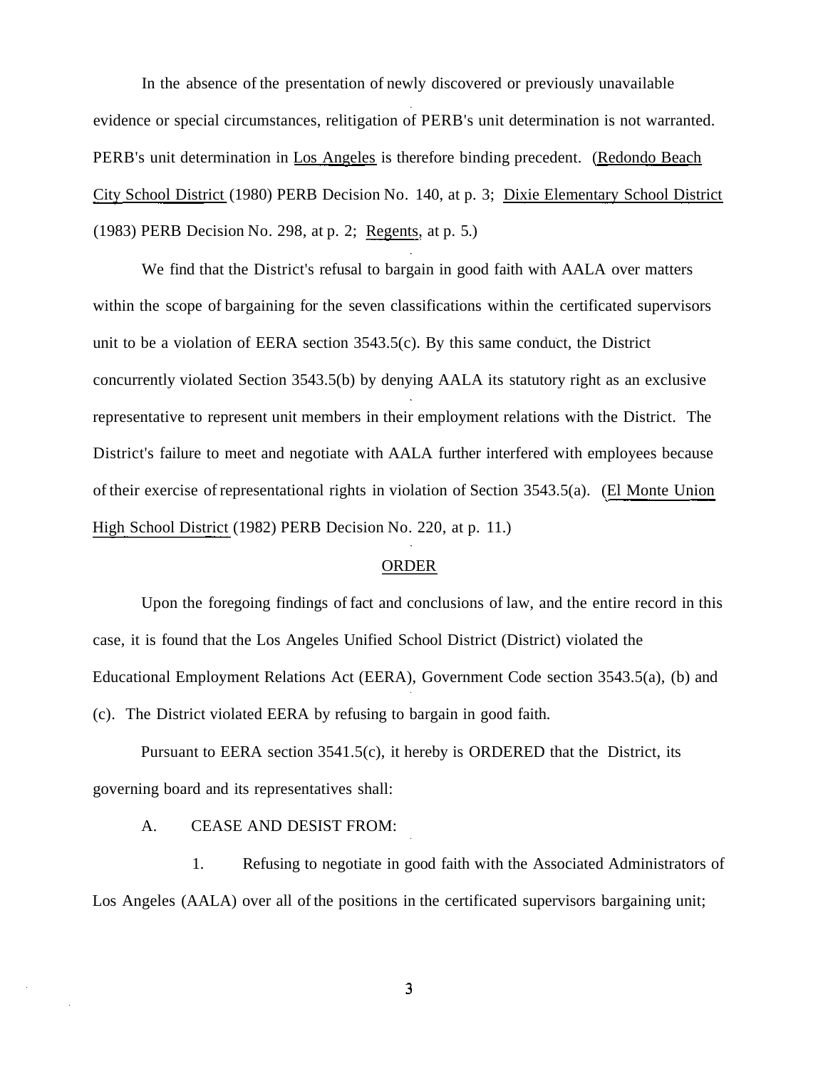In the absence of the presentation of newly discovered or previously unavailable evidence or special circumstances, relitigation of PERB's unit determination is not warranted. PERB's unit determination in Los Angeles is therefore binding precedent. (Redondo Beach City School District (1980) PERB Decision No. 140, at p. 3; Dixie Elementary School District (1983) PERB Decision No. 298, at p. 2; Regents, at p. 5.)

We find that the District's refusal to bargain in good faith with AALA over matters within the scope of bargaining for the seven classifications within the certificated supervisors unit to be a violation of EERA section 3543.5(c). By this same conduct, the District concurrently violated Section 3543.5(b) by denying AALA its statutory right as an exclusive representative to represent unit members in their employment relations with the District. The District's failure to meet and negotiate with AALA further interfered with employees because of their exercise of representational rights in violation of Section 3543.5(a). (El Monte Union High School District (1982) PERB Decision No. 220, at p. 11.)

## ORDER

Upon the foregoing findings of fact and conclusions of law, and the entire record in this case, it is found that the Los Angeles Unified School District (District) violated the Educational Employment Relations Act (EERA), Government Code section 3543.5(a), (b) and (c). The District violated EERA by refusing to bargain in good faith.

Pursuant to EERA section 3541.5(c), it hereby is ORDERED that the District, its governing board and its representatives shall:

A. CEASE AND DESIST FROM:

1. Refusing to negotiate in good faith with the Associated Administrators of Los Angeles (AALA) over all of the positions in the certificated supervisors bargaining unit;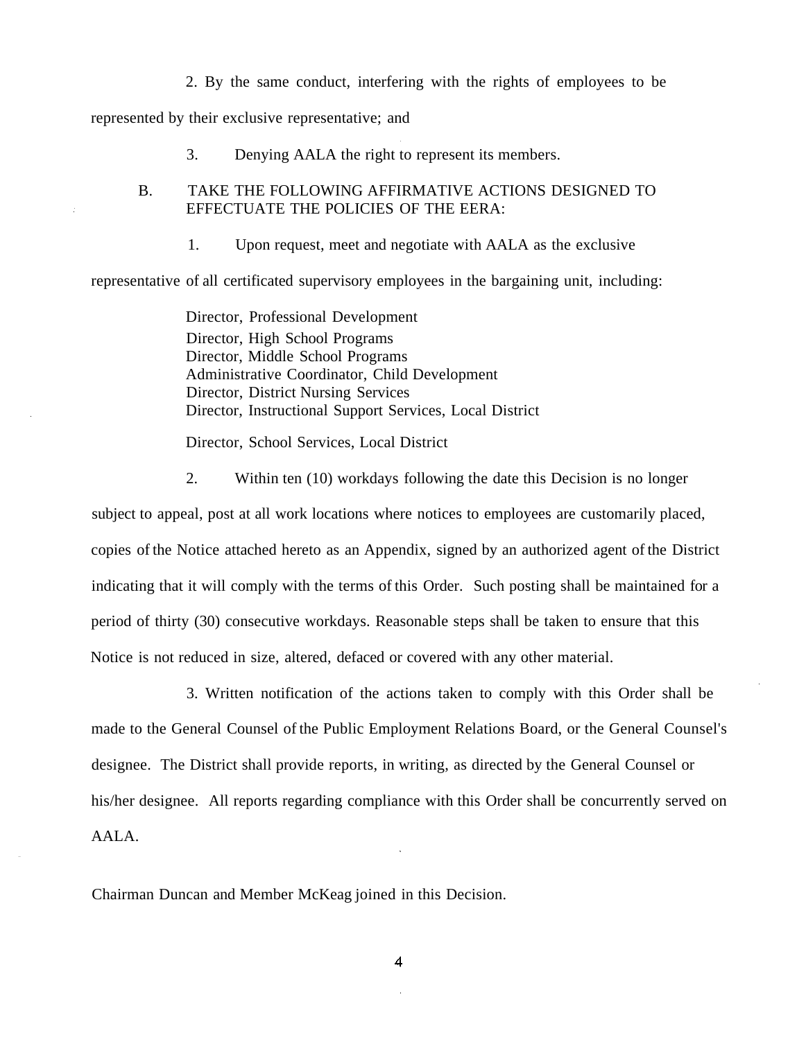2. By the same conduct, interfering with the rights of employees to be represented by their exclusive representative; and

3. Denying AALA the right to represent its members.

B. TAKE THE FOLLOWING AFFIRMATIVE ACTIONS DESIGNED TO EFFECTUATE THE POLICIES OF THE EERA:

1. Upon request, meet and negotiate with AALA as the exclusive representative of all certificated supervisory employees in the bargaining unit, including:

Director, Professional Development
Director, High School Programs
Director, Middle School Programs
Administrative Coordinator, Child Development
Director, District Nursing Services
Director, Instructional Support Services, Local District

Director, School Services, Local District

2. Within ten (10) workdays following the date this Decision is no longer subject to appeal, post at all work locations where notices to employees are customarily placed, copies of the Notice attached hereto as an Appendix, signed by an authorized agent of the District indicating that it will comply with the terms of this Order. Such posting shall be maintained for a period of thirty (30) consecutive workdays. Reasonable steps shall be taken to ensure that this Notice is not reduced in size, altered, defaced or covered with any other material.

3. Written notification of the actions taken to comply with this Order shall be made to the General Counsel of the Public Employment Relations Board, or the General Counsel's designee. The District shall provide reports, in writing, as directed by the General Counsel or his/her designee. All reports regarding compliance with this Order shall be concurrently served on AALA.

Chairman Duncan and Member McKeag joined in this Decision.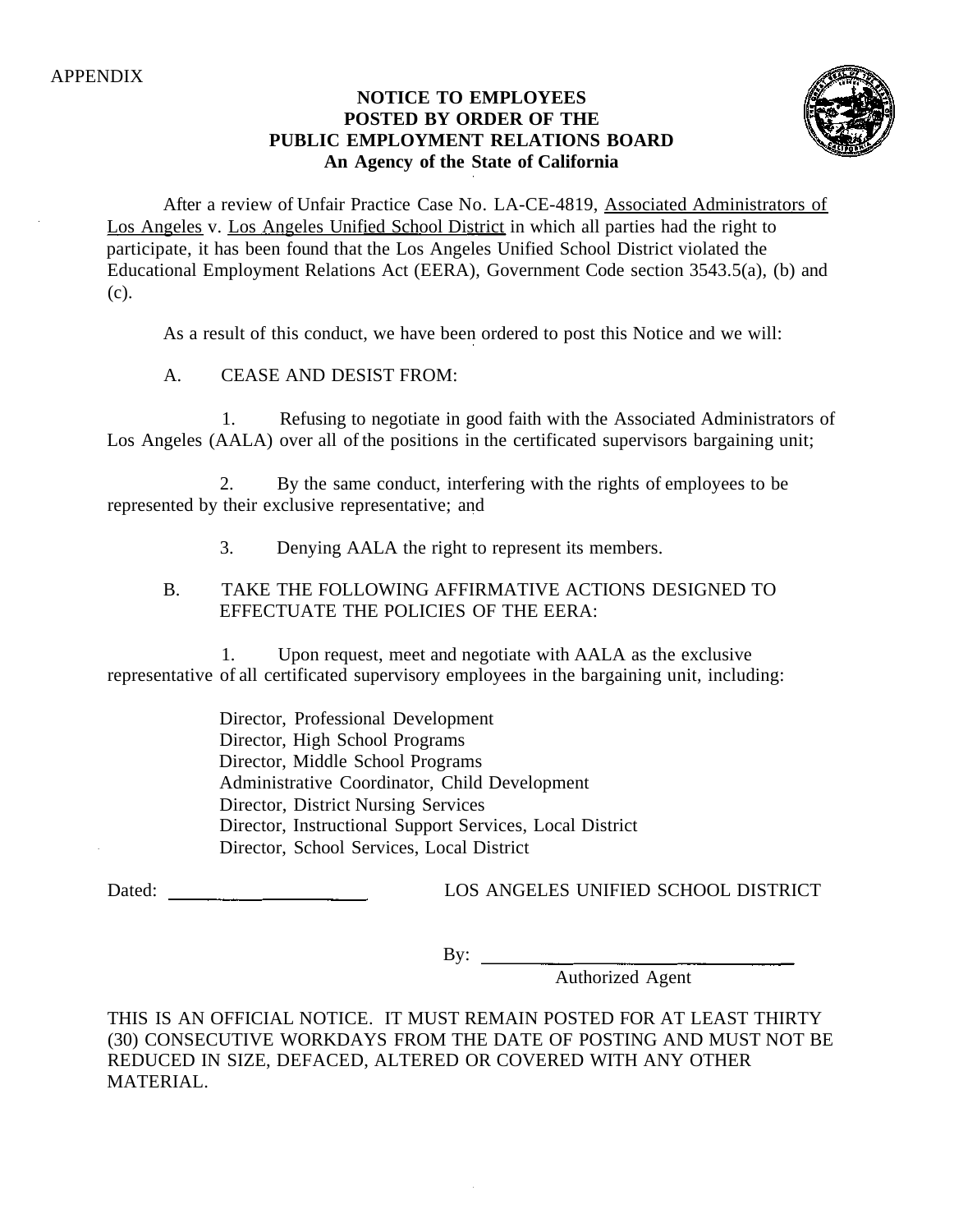APPENDIX

**NOTICE TO EMPLOYEES**
**POSTED BY ORDER OF THE**
**PUBLIC EMPLOYMENT RELATIONS BOARD**
**An Agency of the State of California**

After a review of Unfair Practice Case No. LA-CE-4819, Associated Administrators of Los Angeles v. Los Angeles Unified School District in which all parties had the right to participate, it has been found that the Los Angeles Unified School District violated the Educational Employment Relations Act (EERA), Government Code section 3543.5(a), (b) and (c).

As a result of this conduct, we have been ordered to post this Notice and we will:

A. CEASE AND DESIST FROM:

1. Refusing to negotiate in good faith with the Associated Administrators of Los Angeles (AALA) over all of the positions in the certificated supervisors bargaining unit;

2. By the same conduct, interfering with the rights of employees to be represented by their exclusive representative; and

3. Denying AALA the right to represent its members.

B. TAKE THE FOLLOWING AFFIRMATIVE ACTIONS DESIGNED TO EFFECTUATE THE POLICIES OF THE EERA:

1. Upon request, meet and negotiate with AALA as the exclusive representative of all certificated supervisory employees in the bargaining unit, including:

Director, Professional Development
Director, High School Programs
Director, Middle School Programs
Administrative Coordinator, Child Development
Director, District Nursing Services
Director, Instructional Support Services, Local District
Director, School Services, Local District

Dated: ______________ LOS ANGELES UNIFIED SCHOOL DISTRICT

By: ______________________
Authorized Agent

THIS IS AN OFFICIAL NOTICE. IT MUST REMAIN POSTED FOR AT LEAST THIRTY (30) CONSECUTIVE WORKDAYS FROM THE DATE OF POSTING AND MUST NOT BE REDUCED IN SIZE, DEFACED, ALTERED OR COVERED WITH ANY OTHER MATERIAL.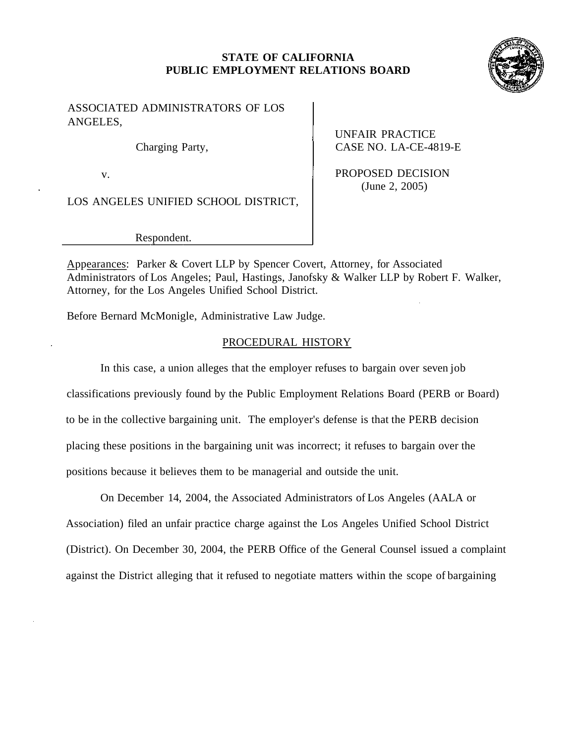**STATE OF CALIFORNIA**
**PUBLIC EMPLOYMENT RELATIONS BOARD**

ASSOCIATED ADMINISTRATORS OF LOS ANGELES,

Charging Party,

v.

LOS ANGELES UNIFIED SCHOOL DISTRICT,

Respondent.

UNFAIR PRACTICE
CASE NO. LA-CE-4819-E

PROPOSED DECISION
(June 2, 2005)

Appearances: Parker & Covert LLP by Spencer Covert, Attorney, for Associated Administrators of Los Angeles; Paul, Hastings, Janofsky & Walker LLP by Robert F. Walker, Attorney, for the Los Angeles Unified School District.

Before Bernard McMonigle, Administrative Law Judge.

## PROCEDURAL HISTORY

In this case, a union alleges that the employer refuses to bargain over seven job classifications previously found by the Public Employment Relations Board (PERB or Board) to be in the collective bargaining unit. The employer's defense is that the PERB decision placing these positions in the bargaining unit was incorrect; it refuses to bargain over the positions because it believes them to be managerial and outside the unit.

On December 14, 2004, the Associated Administrators of Los Angeles (AALA or Association) filed an unfair practice charge against the Los Angeles Unified School District (District). On December 30, 2004, the PERB Office of the General Counsel issued a complaint against the District alleging that it refused to negotiate matters within the scope of bargaining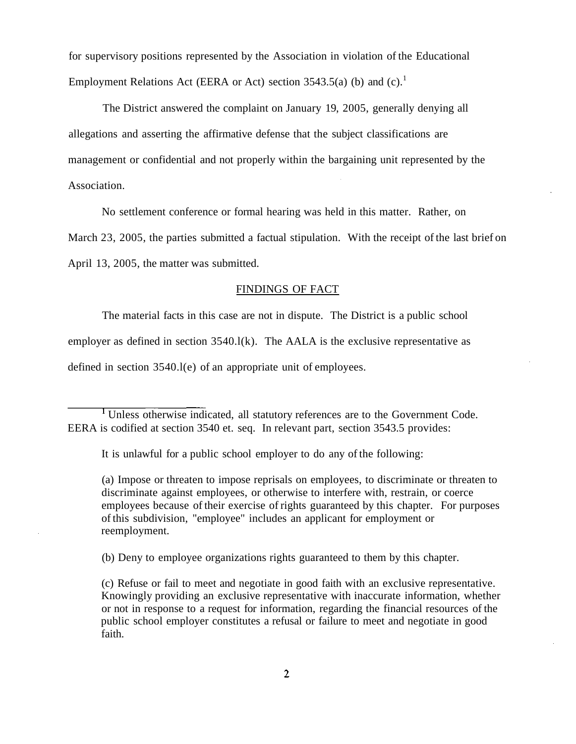for supervisory positions represented by the Association in violation of the Educational Employment Relations Act (EERA or Act) section 3543.5(a) (b) and (c).[1]

The District answered the complaint on January 19, 2005, generally denying all allegations and asserting the affirmative defense that the subject classifications are management or confidential and not properly within the bargaining unit represented by the Association.

No settlement conference or formal hearing was held in this matter. Rather, on March 23, 2005, the parties submitted a factual stipulation. With the receipt of the last brief on April 13, 2005, the matter was submitted.

## FINDINGS OF FACT

The material facts in this case are not in dispute. The District is a public school employer as defined in section 3540.l(k). The AALA is the exclusive representative as defined in section 3540.l(e) of an appropriate unit of employees.

---

[1] Unless otherwise indicated, all statutory references are to the Government Code. EERA is codified at section 3540 et. seq. In relevant part, section 3543.5 provides:

> It is unlawful for a public school employer to do any of the following:
>
> (a) Impose or threaten to impose reprisals on employees, to discriminate or threaten to discriminate against employees, or otherwise to interfere with, restrain, or coerce employees because of their exercise of rights guaranteed by this chapter. For purposes of this subdivision, "employee" includes an applicant for employment or reemployment.
>
> (b) Deny to employee organizations rights guaranteed to them by this chapter.
>
> (c) Refuse or fail to meet and negotiate in good faith with an exclusive representative. Knowingly providing an exclusive representative with inaccurate information, whether or not in response to a request for information, regarding the financial resources of the public school employer constitutes a refusal or failure to meet and negotiate in good faith.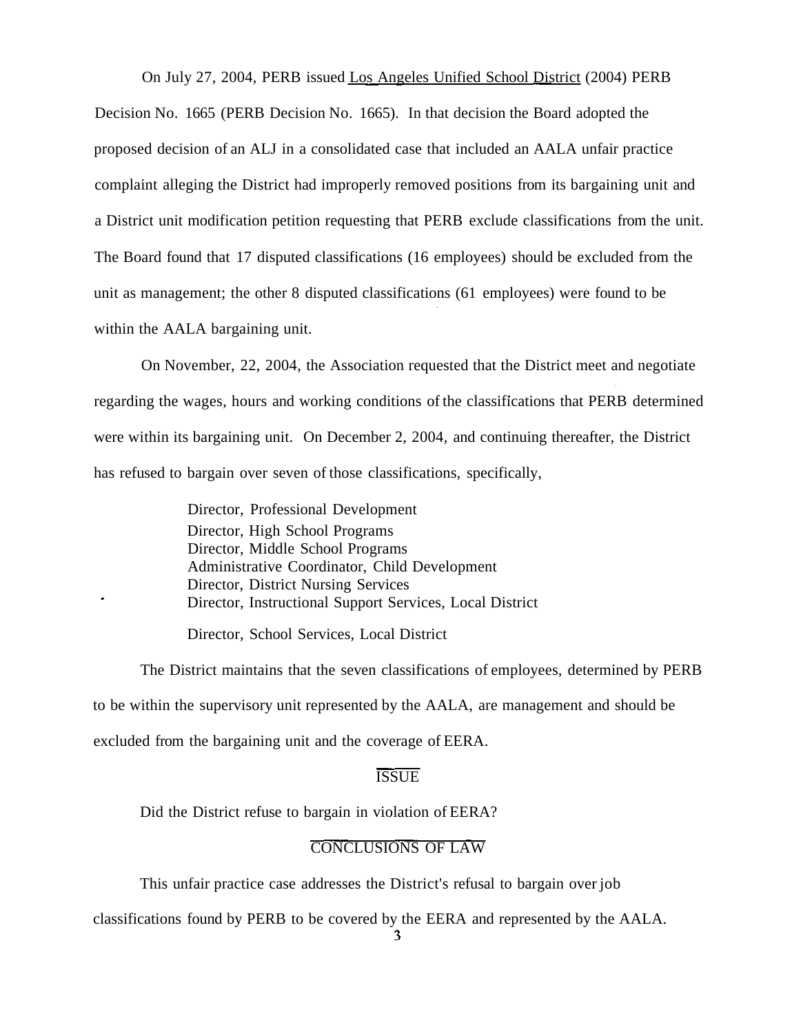On July 27, 2004, PERB issued Los Angeles Unified School District (2004) PERB Decision No. 1665 (PERB Decision No. 1665). In that decision the Board adopted the proposed decision of an ALJ in a consolidated case that included an AALA unfair practice complaint alleging the District had improperly removed positions from its bargaining unit and a District unit modification petition requesting that PERB exclude classifications from the unit. The Board found that 17 disputed classifications (16 employees) should be excluded from the unit as management; the other 8 disputed classifications (61 employees) were found to be within the AALA bargaining unit.

On November, 22, 2004, the Association requested that the District meet and negotiate regarding the wages, hours and working conditions of the classifications that PERB determined were within its bargaining unit. On December 2, 2004, and continuing thereafter, the District has refused to bargain over seven of those classifications, specifically,

> Director, Professional Development
> Director, High School Programs
> Director, Middle School Programs
> Administrative Coordinator, Child Development
> Director, District Nursing Services
> Director, Instructional Support Services, Local District
>
> Director, School Services, Local District

The District maintains that the seven classifications of employees, determined by PERB to be within the supervisory unit represented by the AALA, are management and should be excluded from the bargaining unit and the coverage of EERA.

## ISSUE

Did the District refuse to bargain in violation of EERA?

## CONCLUSIONS OF LAW

This unfair practice case addresses the District's refusal to bargain over job classifications found by PERB to be covered by the EERA and represented by the AALA.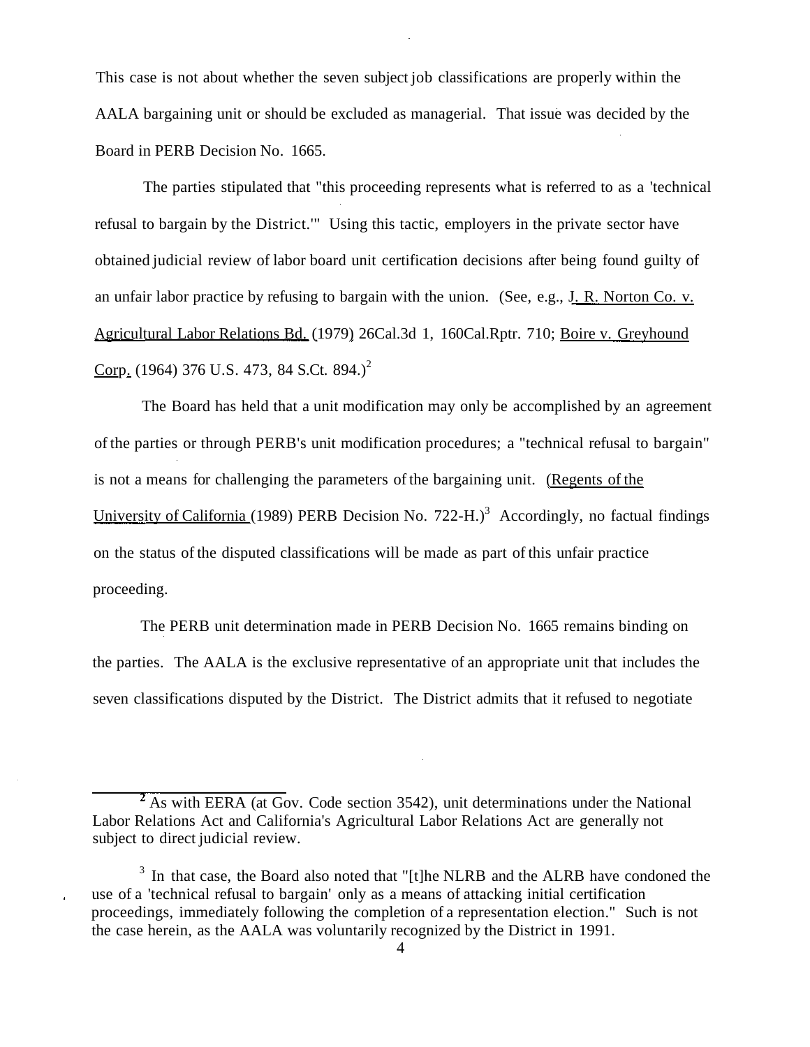This case is not about whether the seven subject job classifications are properly within the AALA bargaining unit or should be excluded as managerial. That issue was decided by the Board in PERB Decision No. 1665.

The parties stipulated that "this proceeding represents what is referred to as a 'technical refusal to bargain by the District.'" Using this tactic, employers in the private sector have obtained judicial review of labor board unit certification decisions after being found guilty of an unfair labor practice by refusing to bargain with the union. (See, e.g., J. R. Norton Co. v. Agricultural Labor Relations Bd. (1979) 26Cal.3d 1, 160Cal.Rptr. 710; Boire v. Greyhound Corp. (1964) 376 U.S. 473, 84 S.Ct. 894.)[2]

The Board has held that a unit modification may only be accomplished by an agreement of the parties or through PERB's unit modification procedures; a "technical refusal to bargain" is not a means for challenging the parameters of the bargaining unit. (Regents of the University of California (1989) PERB Decision No. 722-H.)[3] Accordingly, no factual findings on the status of the disputed classifications will be made as part of this unfair practice proceeding.

The PERB unit determination made in PERB Decision No. 1665 remains binding on the parties. The AALA is the exclusive representative of an appropriate unit that includes the seven classifications disputed by the District. The District admits that it refused to negotiate

[2] As with EERA (at Gov. Code section 3542), unit determinations under the National Labor Relations Act and California's Agricultural Labor Relations Act are generally not subject to direct judicial review.

[3] In that case, the Board also noted that "[t]he NLRB and the ALRB have condoned the use of a 'technical refusal to bargain' only as a means of attacking initial certification proceedings, immediately following the completion of a representation election." Such is not the case herein, as the AALA was voluntarily recognized by the District in 1991.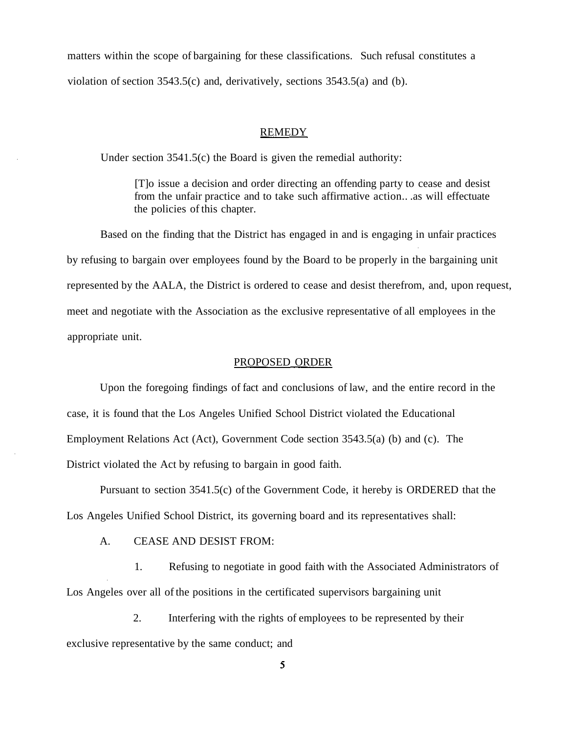matters within the scope of bargaining for these classifications. Such refusal constitutes a violation of section 3543.5(c) and, derivatively, sections 3543.5(a) and (b).

## REMEDY

Under section 3541.5(c) the Board is given the remedial authority:

> [T]o issue a decision and order directing an offending party to cease and desist from the unfair practice and to take such affirmative action.. .as will effectuate the policies of this chapter.

Based on the finding that the District has engaged in and is engaging in unfair practices by refusing to bargain over employees found by the Board to be properly in the bargaining unit represented by the AALA, the District is ordered to cease and desist therefrom, and, upon request, meet and negotiate with the Association as the exclusive representative of all employees in the appropriate unit.

## PROPOSED ORDER

Upon the foregoing findings of fact and conclusions of law, and the entire record in the case, it is found that the Los Angeles Unified School District violated the Educational Employment Relations Act (Act), Government Code section 3543.5(a) (b) and (c). The District violated the Act by refusing to bargain in good faith.

Pursuant to section 3541.5(c) of the Government Code, it hereby is ORDERED that the Los Angeles Unified School District, its governing board and its representatives shall:

A. CEASE AND DESIST FROM:

1. Refusing to negotiate in good faith with the Associated Administrators of Los Angeles over all of the positions in the certificated supervisors bargaining unit

2. Interfering with the rights of employees to be represented by their exclusive representative by the same conduct; and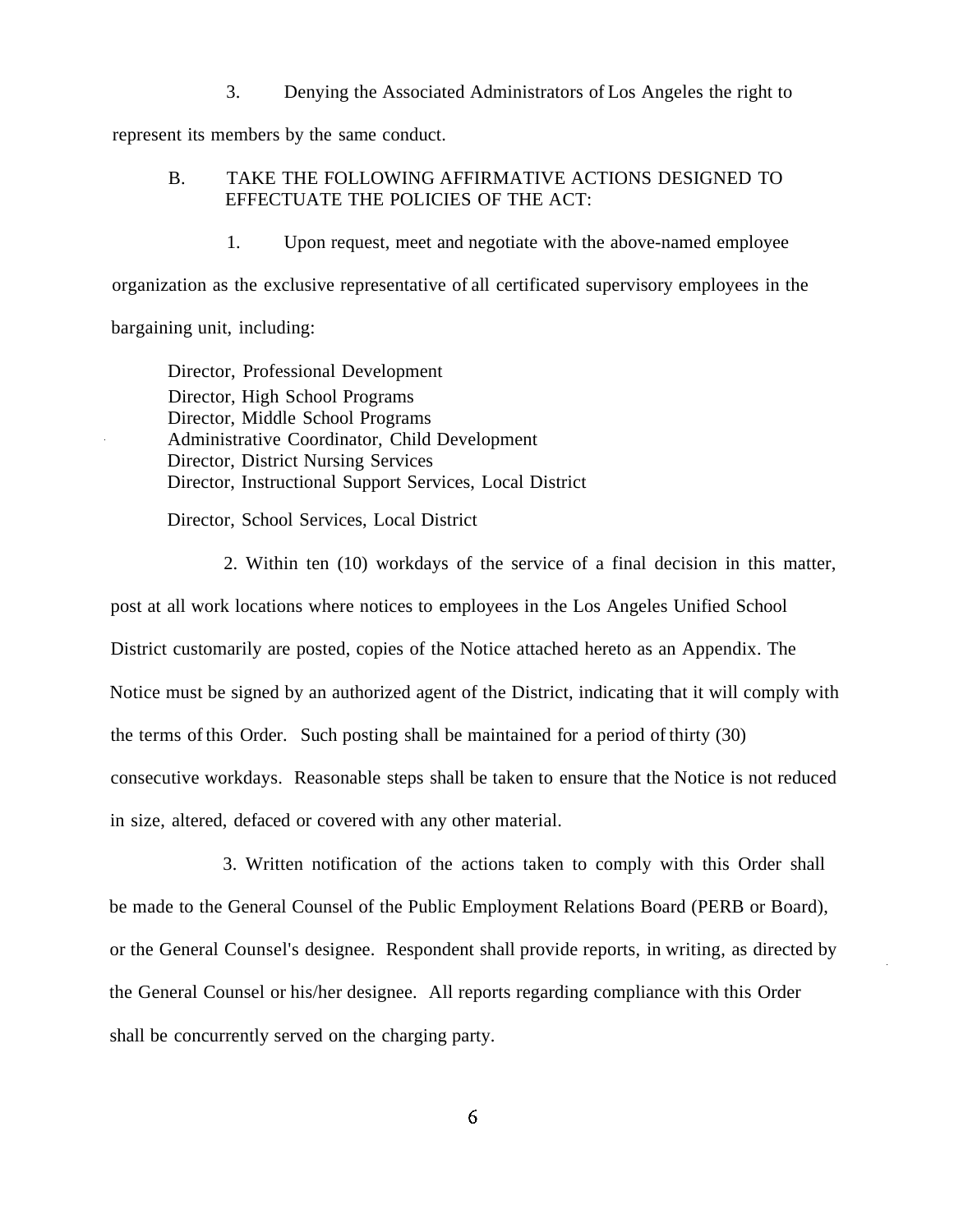3. Denying the Associated Administrators of Los Angeles the right to represent its members by the same conduct.

B. TAKE THE FOLLOWING AFFIRMATIVE ACTIONS DESIGNED TO EFFECTUATE THE POLICIES OF THE ACT:

1. Upon request, meet and negotiate with the above-named employee organization as the exclusive representative of all certificated supervisory employees in the bargaining unit, including:

Director, Professional Development
Director, High School Programs
Director, Middle School Programs
Administrative Coordinator, Child Development
Director, District Nursing Services
Director, Instructional Support Services, Local District

Director, School Services, Local District

2. Within ten (10) workdays of the service of a final decision in this matter, post at all work locations where notices to employees in the Los Angeles Unified School District customarily are posted, copies of the Notice attached hereto as an Appendix. The Notice must be signed by an authorized agent of the District, indicating that it will comply with the terms of this Order. Such posting shall be maintained for a period of thirty (30) consecutive workdays. Reasonable steps shall be taken to ensure that the Notice is not reduced in size, altered, defaced or covered with any other material.

3. Written notification of the actions taken to comply with this Order shall be made to the General Counsel of the Public Employment Relations Board (PERB or Board), or the General Counsel's designee. Respondent shall provide reports, in writing, as directed by the General Counsel or his/her designee. All reports regarding compliance with this Order shall be concurrently served on the charging party.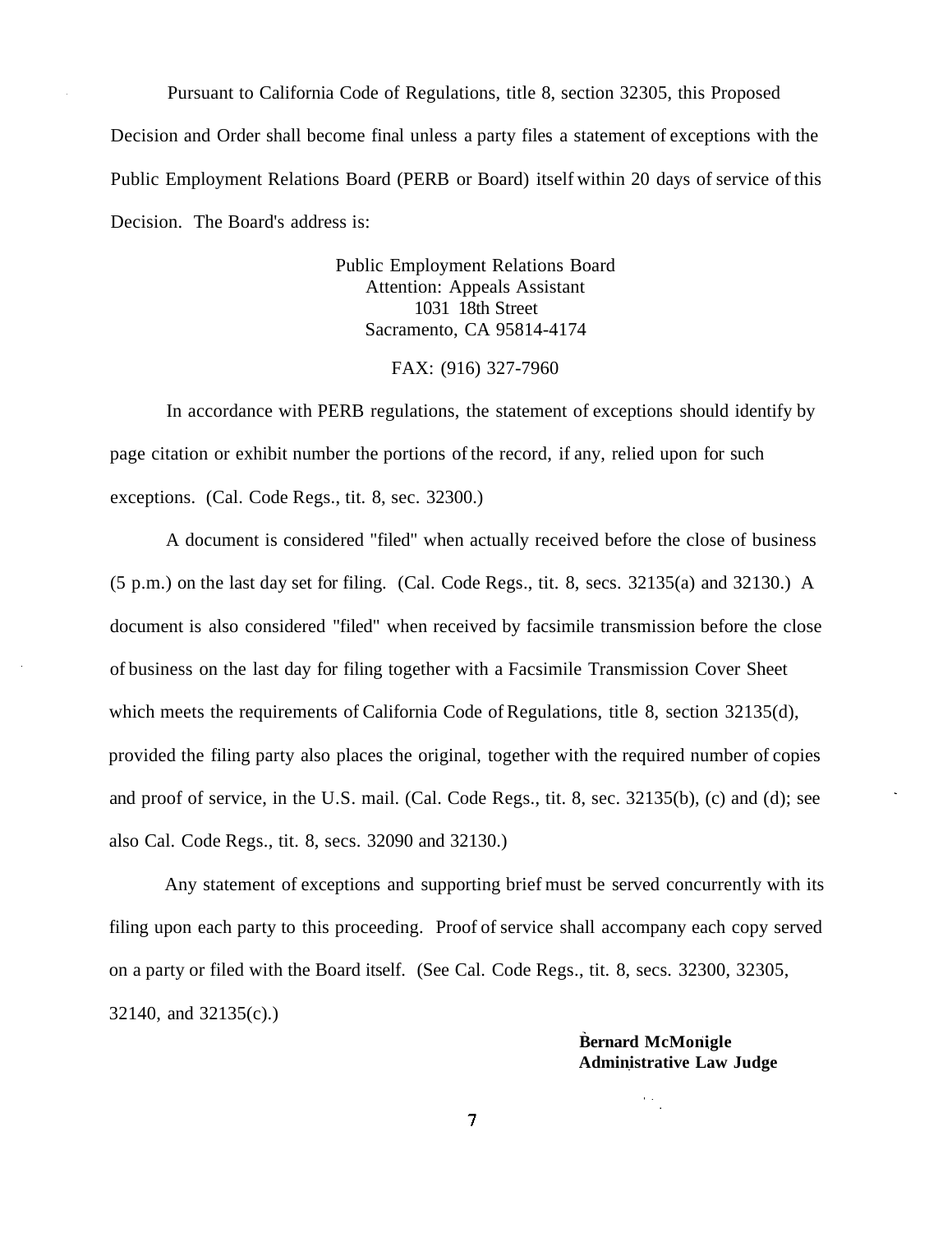Pursuant to California Code of Regulations, title 8, section 32305, this Proposed Decision and Order shall become final unless a party files a statement of exceptions with the Public Employment Relations Board (PERB or Board) itself within 20 days of service of this Decision. The Board's address is:

Public Employment Relations Board
Attention: Appeals Assistant
1031 18th Street
Sacramento, CA 95814-4174

FAX: (916) 327-7960

In accordance with PERB regulations, the statement of exceptions should identify by page citation or exhibit number the portions of the record, if any, relied upon for such exceptions. (Cal. Code Regs., tit. 8, sec. 32300.)

A document is considered "filed" when actually received before the close of business (5 p.m.) on the last day set for filing. (Cal. Code Regs., tit. 8, secs. 32135(a) and 32130.) A document is also considered "filed" when received by facsimile transmission before the close of business on the last day for filing together with a Facsimile Transmission Cover Sheet which meets the requirements of California Code of Regulations, title 8, section 32135(d), provided the filing party also places the original, together with the required number of copies and proof of service, in the U.S. mail. (Cal. Code Regs., tit. 8, sec. 32135(b), (c) and (d); see also Cal. Code Regs., tit. 8, secs. 32090 and 32130.)

Any statement of exceptions and supporting brief must be served concurrently with its filing upon each party to this proceeding. Proof of service shall accompany each copy served on a party or filed with the Board itself. (See Cal. Code Regs., tit. 8, secs. 32300, 32305, 32140, and 32135(c).)

**Bernard McMonigle**
**Administrative Law Judge**